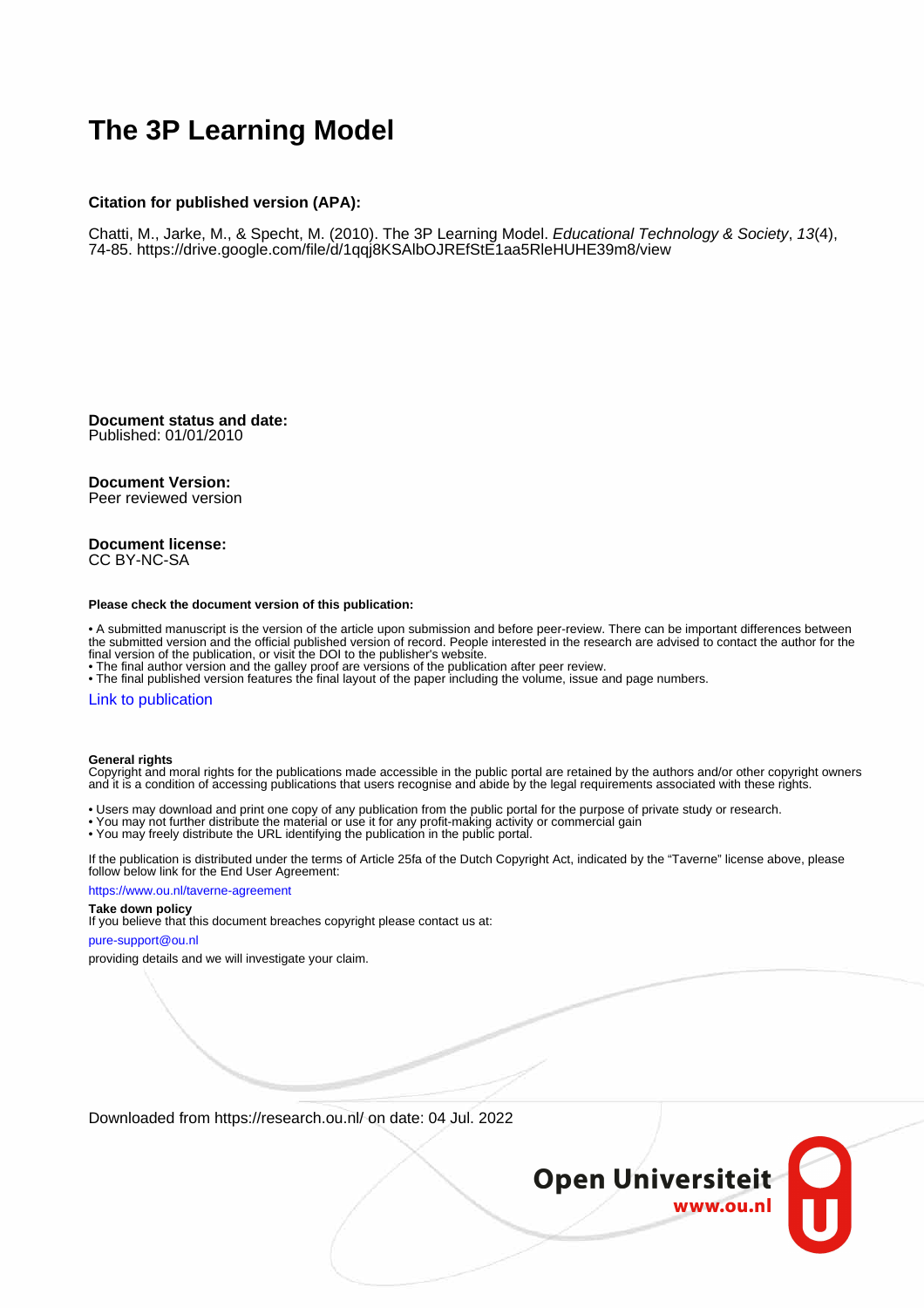# The 3P Learning Model

**Citation for published version (APA):**

Chatti, M., Jarke, M., & Specht, M. (2010). The 3P Learning Model. *Educational Technology & Society*, *13*(4), 74-85. https://drive.google.com/file/d/1qqj8KSAlbOJREfStE1aa5RleHUHE39m8/view

**Document status and date:**
Published: 01/01/2010

**Document Version:**
Peer reviewed version

**Document license:**
CC BY-NC-SA

**Please check the document version of this publication:**

• A submitted manuscript is the version of the article upon submission and before peer-review. There can be important differences between the submitted version and the official published version of record. People interested in the research are advised to contact the author for the final version of the publication, or visit the DOI to the publisher's website.
• The final author version and the galley proof are versions of the publication after peer review.
• The final published version features the final layout of the paper including the volume, issue and page numbers.

Link to publication

**General rights**
Copyright and moral rights for the publications made accessible in the public portal are retained by the authors and/or other copyright owners and it is a condition of accessing publications that users recognise and abide by the legal requirements associated with these rights.

• Users may download and print one copy of any publication from the public portal for the purpose of private study or research.
• You may not further distribute the material or use it for any profit-making activity or commercial gain
• You may freely distribute the URL identifying the publication in the public portal.

If the publication is distributed under the terms of Article 25fa of the Dutch Copyright Act, indicated by the "Taverne" license above, please follow below link for the End User Agreement:

https://www.ou.nl/taverne-agreement

**Take down policy**
If you believe that this document breaches copyright please contact us at:

pure-support@ou.nl

providing details and we will investigate your claim.

Downloaded from https://research.ou.nl/ on date: 04 Jul. 2022

Open Universiteit
www.ou.nl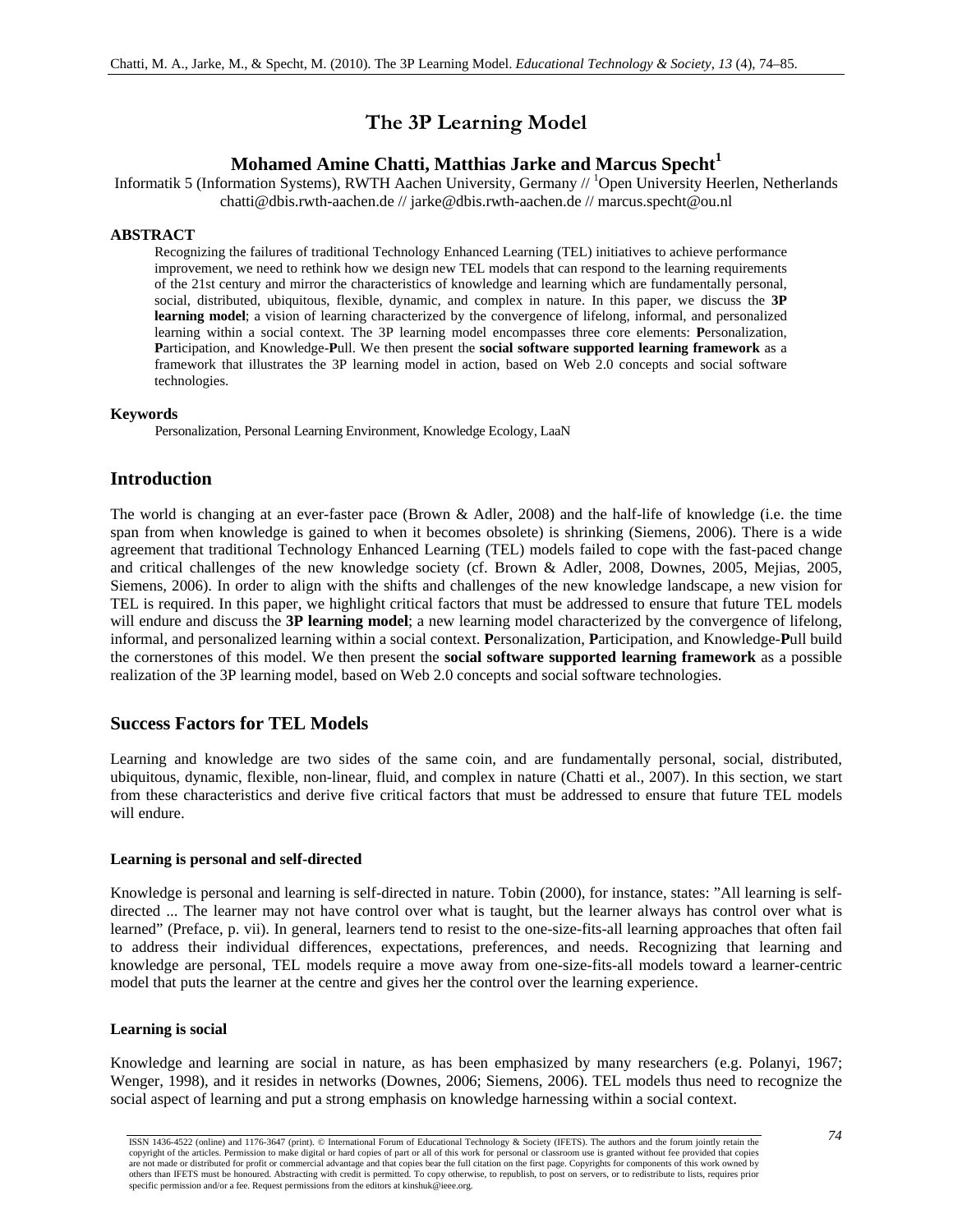# The 3P Learning Model

**Mohamed Amine Chatti, Matthias Jarke and Marcus Specht[1]**

Informatik 5 (Information Systems), RWTH Aachen University, Germany // [1]Open University Heerlen, Netherlands
chatti@dbis.rwth-aachen.de // jarke@dbis.rwth-aachen.de // marcus.specht@ou.nl

### ABSTRACT

Recognizing the failures of traditional Technology Enhanced Learning (TEL) initiatives to achieve performance improvement, we need to rethink how we design new TEL models that can respond to the learning requirements of the 21st century and mirror the characteristics of knowledge and learning which are fundamentally personal, social, distributed, ubiquitous, flexible, dynamic, and complex in nature. In this paper, we discuss the **3P learning model**; a vision of learning characterized by the convergence of lifelong, informal, and personalized learning within a social context. The 3P learning model encompasses three core elements: **P**ersonalization, **P**articipation, and Knowledge-**P**ull. We then present the **social software supported learning framework** as a framework that illustrates the 3P learning model in action, based on Web 2.0 concepts and social software technologies.

### Keywords

Personalization, Personal Learning Environment, Knowledge Ecology, LaaN

## Introduction

The world is changing at an ever-faster pace (Brown & Adler, 2008) and the half-life of knowledge (i.e. the time span from when knowledge is gained to when it becomes obsolete) is shrinking (Siemens, 2006). There is a wide agreement that traditional Technology Enhanced Learning (TEL) models failed to cope with the fast-paced change and critical challenges of the new knowledge society (cf. Brown & Adler, 2008, Downes, 2005, Mejias, 2005, Siemens, 2006). In order to align with the shifts and challenges of the new knowledge landscape, a new vision for TEL is required. In this paper, we highlight critical factors that must be addressed to ensure that future TEL models will endure and discuss the **3P learning model**; a new learning model characterized by the convergence of lifelong, informal, and personalized learning within a social context. **P**ersonalization, **P**articipation, and Knowledge-**P**ull build the cornerstones of this model. We then present the **social software supported learning framework** as a possible realization of the 3P learning model, based on Web 2.0 concepts and social software technologies.

## Success Factors for TEL Models

Learning and knowledge are two sides of the same coin, and are fundamentally personal, social, distributed, ubiquitous, dynamic, flexible, non-linear, fluid, and complex in nature (Chatti et al., 2007). In this section, we start from these characteristics and derive five critical factors that must be addressed to ensure that future TEL models will endure.

### Learning is personal and self-directed

Knowledge is personal and learning is self-directed in nature. Tobin (2000), for instance, states: "All learning is self-directed ... The learner may not have control over what is taught, but the learner always has control over what is learned" (Preface, p. vii). In general, learners tend to resist to the one-size-fits-all learning approaches that often fail to address their individual differences, expectations, preferences, and needs. Recognizing that learning and knowledge are personal, TEL models require a move away from one-size-fits-all models toward a learner-centric model that puts the learner at the centre and gives her the control over the learning experience.

### Learning is social

Knowledge and learning are social in nature, as has been emphasized by many researchers (e.g. Polanyi, 1967; Wenger, 1998), and it resides in networks (Downes, 2006; Siemens, 2006). TEL models thus need to recognize the social aspect of learning and put a strong emphasis on knowledge harnessing within a social context.

ISSN 1436-4522 (online) and 1176-3647 (print). © International Forum of Educational Technology & Society (IFETS). The authors and the forum jointly retain the copyright of the articles. Permission to make digital or hard copies of part or all of this work for personal or classroom use is granted without fee provided that copies are not made or distributed for profit or commercial advantage and that copies bear the full citation on the first page. Copyrights for components of this work owned by others than IFETS must be honoured. Abstracting with credit is permitted. To copy otherwise, to republish, to post on servers, or to redistribute to lists, requires prior specific permission and/or a fee. Request permissions from the editors at kinshuk@ieee.org.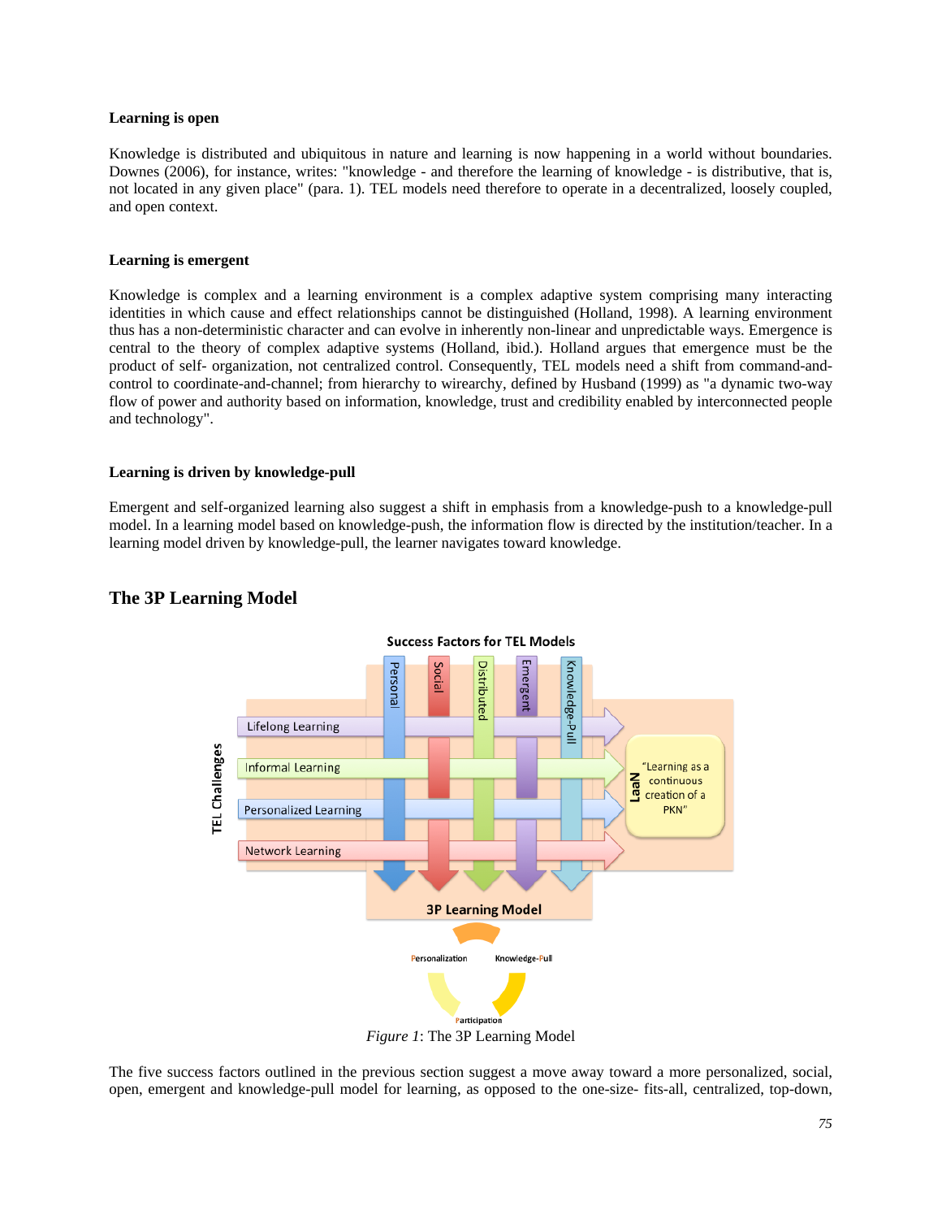**Learning is open**

Knowledge is distributed and ubiquitous in nature and learning is now happening in a world without boundaries. Downes (2006), for instance, writes: "knowledge - and therefore the learning of knowledge - is distributive, that is, not located in any given place" (para. 1). TEL models need therefore to operate in a decentralized, loosely coupled, and open context.

**Learning is emergent**

Knowledge is complex and a learning environment is a complex adaptive system comprising many interacting identities in which cause and effect relationships cannot be distinguished (Holland, 1998). A learning environment thus has a non-deterministic character and can evolve in inherently non-linear and unpredictable ways. Emergence is central to the theory of complex adaptive systems (Holland, ibid.). Holland argues that emergence must be the product of self- organization, not centralized control. Consequently, TEL models need a shift from command-and-control to coordinate-and-channel; from hierarchy to wirearchy, defined by Husband (1999) as "a dynamic two-way flow of power and authority based on information, knowledge, trust and credibility enabled by interconnected people and technology".

**Learning is driven by knowledge-pull**

Emergent and self-organized learning also suggest a shift in emphasis from a knowledge-push to a knowledge-pull model. In a learning model based on knowledge-push, the information flow is directed by the institution/teacher. In a learning model driven by knowledge-pull, the learner navigates toward knowledge.

## The 3P Learning Model

*Figure 1*: The 3P Learning Model

The five success factors outlined in the previous section suggest a move away toward a more personalized, social, open, emergent and knowledge-pull model for learning, as opposed to the one-size- fits-all, centralized, top-down,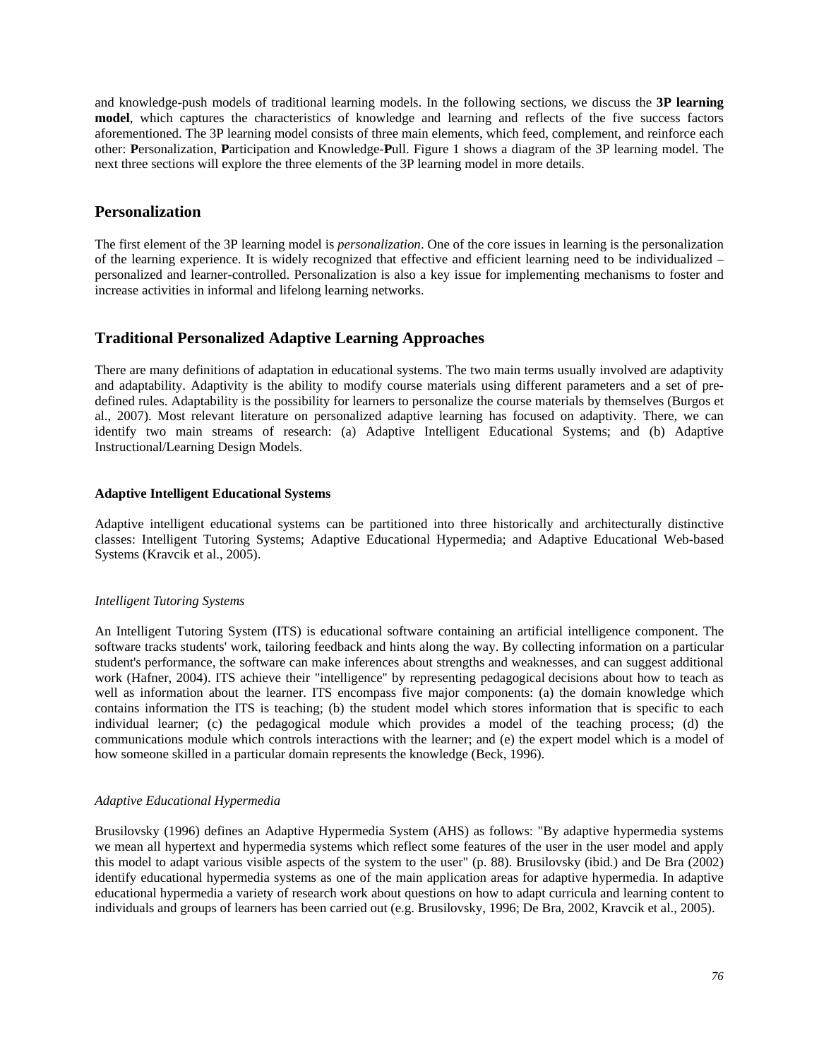and knowledge-push models of traditional learning models. In the following sections, we discuss the **3P learning model**, which captures the characteristics of knowledge and learning and reflects of the five success factors aforementioned. The 3P learning model consists of three main elements, which feed, complement, and reinforce each other: **P**ersonalization, **P**articipation and Knowledge-**P**ull. Figure 1 shows a diagram of the 3P learning model. The next three sections will explore the three elements of the 3P learning model in more details.

## Personalization

The first element of the 3P learning model is *personalization*. One of the core issues in learning is the personalization of the learning experience. It is widely recognized that effective and efficient learning need to be individualized – personalized and learner-controlled. Personalization is also a key issue for implementing mechanisms to foster and increase activities in informal and lifelong learning networks.

## Traditional Personalized Adaptive Learning Approaches

There are many definitions of adaptation in educational systems. The two main terms usually involved are adaptivity and adaptability. Adaptivity is the ability to modify course materials using different parameters and a set of pre-defined rules. Adaptability is the possibility for learners to personalize the course materials by themselves (Burgos et al., 2007). Most relevant literature on personalized adaptive learning has focused on adaptivity. There, we can identify two main streams of research: (a) Adaptive Intelligent Educational Systems; and (b) Adaptive Instructional/Learning Design Models.

### Adaptive Intelligent Educational Systems

Adaptive intelligent educational systems can be partitioned into three historically and architecturally distinctive classes: Intelligent Tutoring Systems; Adaptive Educational Hypermedia; and Adaptive Educational Web-based Systems (Kravcik et al., 2005).

#### *Intelligent Tutoring Systems*

An Intelligent Tutoring System (ITS) is educational software containing an artificial intelligence component. The software tracks students' work, tailoring feedback and hints along the way. By collecting information on a particular student's performance, the software can make inferences about strengths and weaknesses, and can suggest additional work (Hafner, 2004). ITS achieve their "intelligence" by representing pedagogical decisions about how to teach as well as information about the learner. ITS encompass five major components: (a) the domain knowledge which contains information the ITS is teaching; (b) the student model which stores information that is specific to each individual learner; (c) the pedagogical module which provides a model of the teaching process; (d) the communications module which controls interactions with the learner; and (e) the expert model which is a model of how someone skilled in a particular domain represents the knowledge (Beck, 1996).

#### *Adaptive Educational Hypermedia*

Brusilovsky (1996) defines an Adaptive Hypermedia System (AHS) as follows: "By adaptive hypermedia systems we mean all hypertext and hypermedia systems which reflect some features of the user in the user model and apply this model to adapt various visible aspects of the system to the user" (p. 88). Brusilovsky (ibid.) and De Bra (2002) identify educational hypermedia systems as one of the main application areas for adaptive hypermedia. In adaptive educational hypermedia a variety of research work about questions on how to adapt curricula and learning content to individuals and groups of learners has been carried out (e.g. Brusilovsky, 1996; De Bra, 2002, Kravcik et al., 2005).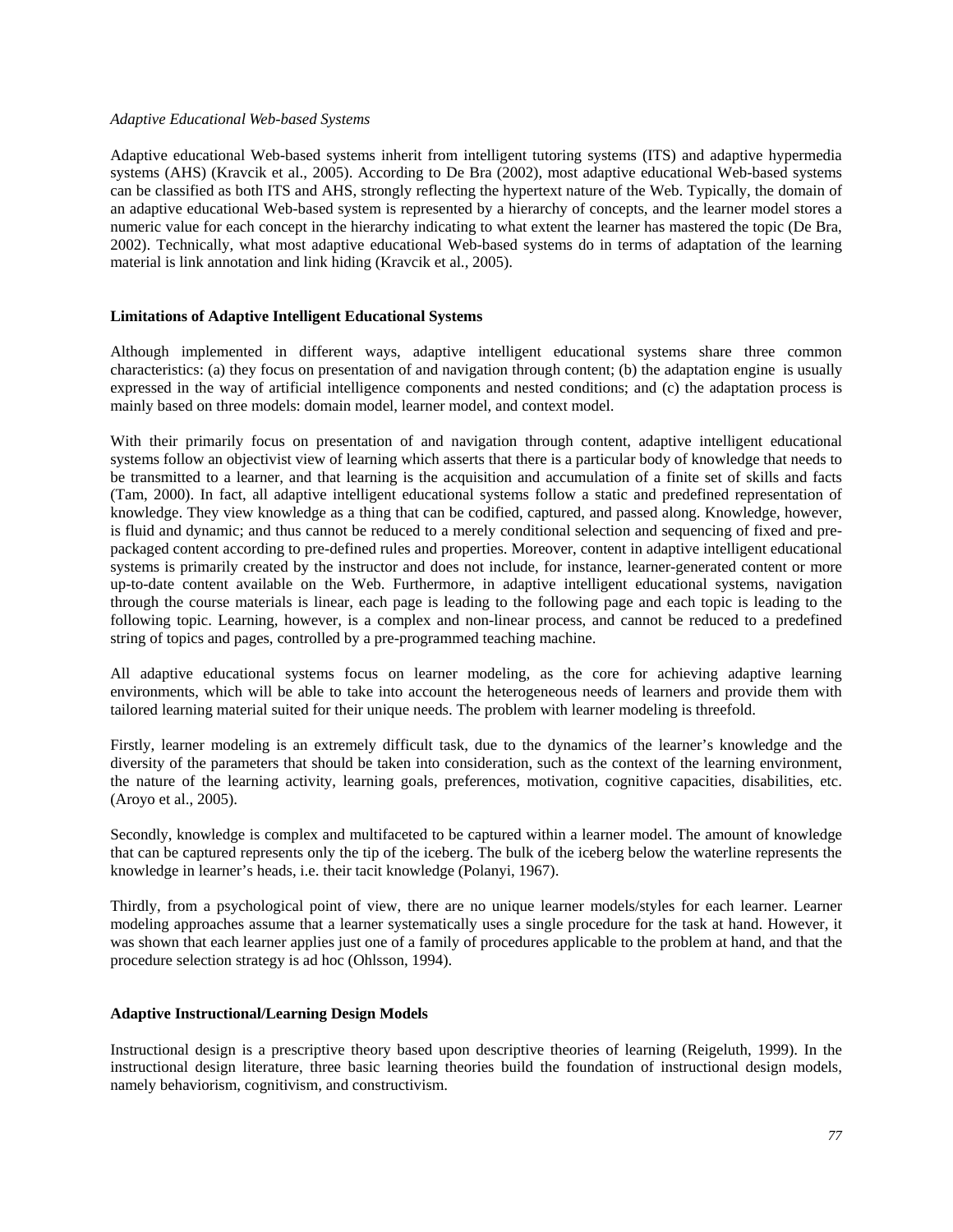*Adaptive Educational Web-based Systems*

Adaptive educational Web-based systems inherit from intelligent tutoring systems (ITS) and adaptive hypermedia systems (AHS) (Kravcik et al., 2005). According to De Bra (2002), most adaptive educational Web-based systems can be classified as both ITS and AHS, strongly reflecting the hypertext nature of the Web. Typically, the domain of an adaptive educational Web-based system is represented by a hierarchy of concepts, and the learner model stores a numeric value for each concept in the hierarchy indicating to what extent the learner has mastered the topic (De Bra, 2002). Technically, what most adaptive educational Web-based systems do in terms of adaptation of the learning material is link annotation and link hiding (Kravcik et al., 2005).

## Limitations of Adaptive Intelligent Educational Systems

Although implemented in different ways, adaptive intelligent educational systems share three common characteristics: (a) they focus on presentation of and navigation through content; (b) the adaptation engine is usually expressed in the way of artificial intelligence components and nested conditions; and (c) the adaptation process is mainly based on three models: domain model, learner model, and context model.

With their primarily focus on presentation of and navigation through content, adaptive intelligent educational systems follow an objectivist view of learning which asserts that there is a particular body of knowledge that needs to be transmitted to a learner, and that learning is the acquisition and accumulation of a finite set of skills and facts (Tam, 2000). In fact, all adaptive intelligent educational systems follow a static and predefined representation of knowledge. They view knowledge as a thing that can be codified, captured, and passed along. Knowledge, however, is fluid and dynamic; and thus cannot be reduced to a merely conditional selection and sequencing of fixed and pre-packaged content according to pre-defined rules and properties. Moreover, content in adaptive intelligent educational systems is primarily created by the instructor and does not include, for instance, learner-generated content or more up-to-date content available on the Web. Furthermore, in adaptive intelligent educational systems, navigation through the course materials is linear, each page is leading to the following page and each topic is leading to the following topic. Learning, however, is a complex and non-linear process, and cannot be reduced to a predefined string of topics and pages, controlled by a pre-programmed teaching machine.

All adaptive educational systems focus on learner modeling, as the core for achieving adaptive learning environments, which will be able to take into account the heterogeneous needs of learners and provide them with tailored learning material suited for their unique needs. The problem with learner modeling is threefold.

Firstly, learner modeling is an extremely difficult task, due to the dynamics of the learner's knowledge and the diversity of the parameters that should be taken into consideration, such as the context of the learning environment, the nature of the learning activity, learning goals, preferences, motivation, cognitive capacities, disabilities, etc. (Aroyo et al., 2005).

Secondly, knowledge is complex and multifaceted to be captured within a learner model. The amount of knowledge that can be captured represents only the tip of the iceberg. The bulk of the iceberg below the waterline represents the knowledge in learner's heads, i.e. their tacit knowledge (Polanyi, 1967).

Thirdly, from a psychological point of view, there are no unique learner models/styles for each learner. Learner modeling approaches assume that a learner systematically uses a single procedure for the task at hand. However, it was shown that each learner applies just one of a family of procedures applicable to the problem at hand, and that the procedure selection strategy is ad hoc (Ohlsson, 1994).

## Adaptive Instructional/Learning Design Models

Instructional design is a prescriptive theory based upon descriptive theories of learning (Reigeluth, 1999). In the instructional design literature, three basic learning theories build the foundation of instructional design models, namely behaviorism, cognitivism, and constructivism.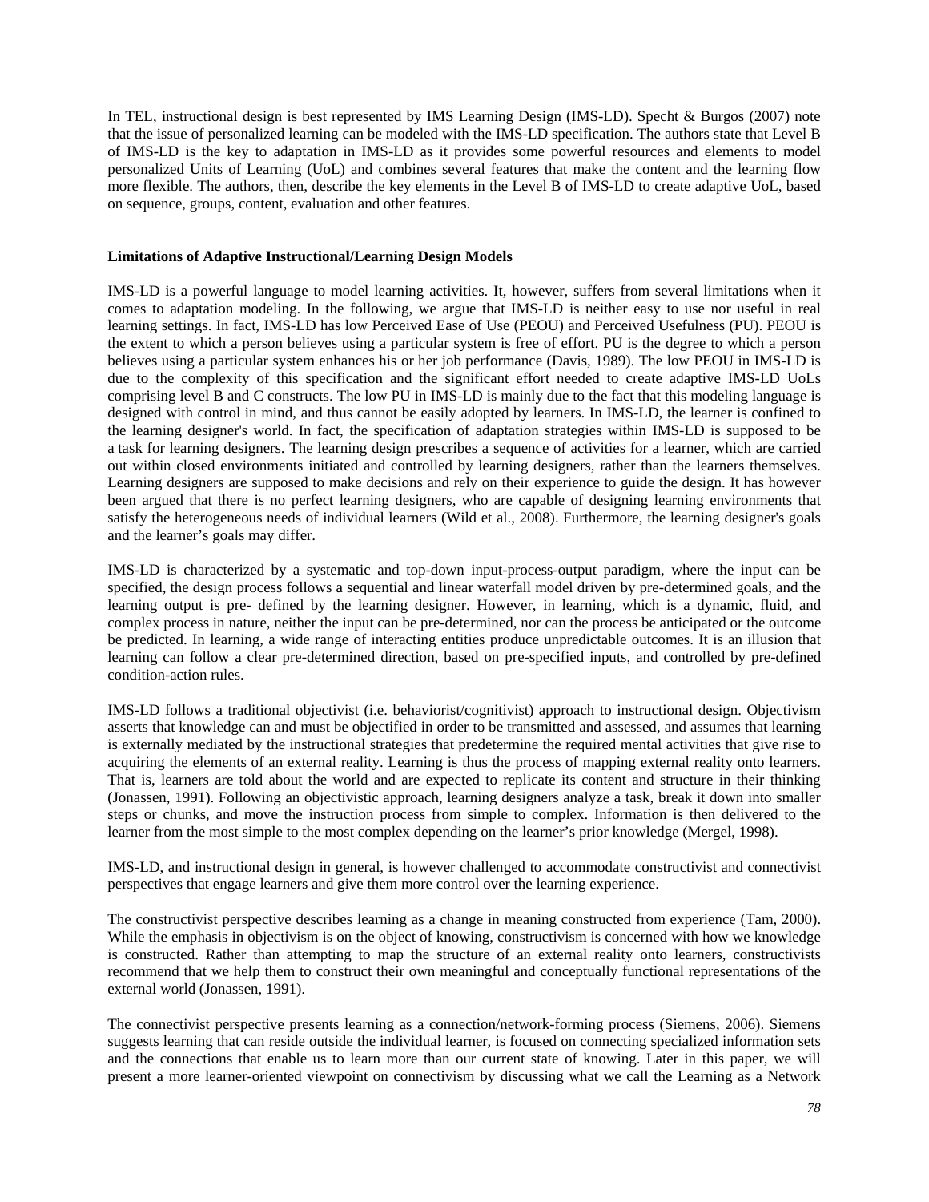In TEL, instructional design is best represented by IMS Learning Design (IMS-LD). Specht & Burgos (2007) note that the issue of personalized learning can be modeled with the IMS-LD specification. The authors state that Level B of IMS-LD is the key to adaptation in IMS-LD as it provides some powerful resources and elements to model personalized Units of Learning (UoL) and combines several features that make the content and the learning flow more flexible. The authors, then, describe the key elements in the Level B of IMS-LD to create adaptive UoL, based on sequence, groups, content, evaluation and other features.

**Limitations of Adaptive Instructional/Learning Design Models**

IMS-LD is a powerful language to model learning activities. It, however, suffers from several limitations when it comes to adaptation modeling. In the following, we argue that IMS-LD is neither easy to use nor useful in real learning settings. In fact, IMS-LD has low Perceived Ease of Use (PEOU) and Perceived Usefulness (PU). PEOU is the extent to which a person believes using a particular system is free of effort. PU is the degree to which a person believes using a particular system enhances his or her job performance (Davis, 1989). The low PEOU in IMS-LD is due to the complexity of this specification and the significant effort needed to create adaptive IMS-LD UoLs comprising level B and C constructs. The low PU in IMS-LD is mainly due to the fact that this modeling language is designed with control in mind, and thus cannot be easily adopted by learners. In IMS-LD, the learner is confined to the learning designer's world. In fact, the specification of adaptation strategies within IMS-LD is supposed to be a task for learning designers. The learning design prescribes a sequence of activities for a learner, which are carried out within closed environments initiated and controlled by learning designers, rather than the learners themselves. Learning designers are supposed to make decisions and rely on their experience to guide the design. It has however been argued that there is no perfect learning designers, who are capable of designing learning environments that satisfy the heterogeneous needs of individual learners (Wild et al., 2008). Furthermore, the learning designer's goals and the learner's goals may differ.

IMS-LD is characterized by a systematic and top-down input-process-output paradigm, where the input can be specified, the design process follows a sequential and linear waterfall model driven by pre-determined goals, and the learning output is pre- defined by the learning designer. However, in learning, which is a dynamic, fluid, and complex process in nature, neither the input can be pre-determined, nor can the process be anticipated or the outcome be predicted. In learning, a wide range of interacting entities produce unpredictable outcomes. It is an illusion that learning can follow a clear pre-determined direction, based on pre-specified inputs, and controlled by pre-defined condition-action rules.

IMS-LD follows a traditional objectivist (i.e. behaviorist/cognitivist) approach to instructional design. Objectivism asserts that knowledge can and must be objectified in order to be transmitted and assessed, and assumes that learning is externally mediated by the instructional strategies that predetermine the required mental activities that give rise to acquiring the elements of an external reality. Learning is thus the process of mapping external reality onto learners. That is, learners are told about the world and are expected to replicate its content and structure in their thinking (Jonassen, 1991). Following an objectivistic approach, learning designers analyze a task, break it down into smaller steps or chunks, and move the instruction process from simple to complex. Information is then delivered to the learner from the most simple to the most complex depending on the learner's prior knowledge (Mergel, 1998).

IMS-LD, and instructional design in general, is however challenged to accommodate constructivist and connectivist perspectives that engage learners and give them more control over the learning experience.

The constructivist perspective describes learning as a change in meaning constructed from experience (Tam, 2000). While the emphasis in objectivism is on the object of knowing, constructivism is concerned with how we knowledge is constructed. Rather than attempting to map the structure of an external reality onto learners, constructivists recommend that we help them to construct their own meaningful and conceptually functional representations of the external world (Jonassen, 1991).

The connectivist perspective presents learning as a connection/network-forming process (Siemens, 2006). Siemens suggests learning that can reside outside the individual learner, is focused on connecting specialized information sets and the connections that enable us to learn more than our current state of knowing. Later in this paper, we will present a more learner-oriented viewpoint on connectivism by discussing what we call the Learning as a Network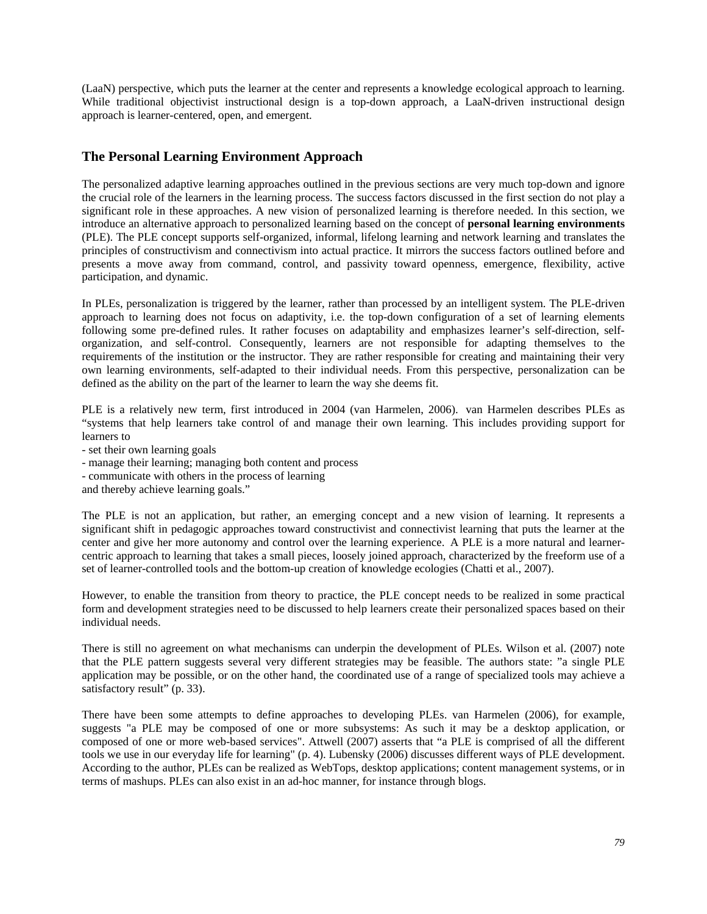(LaaN) perspective, which puts the learner at the center and represents a knowledge ecological approach to learning. While traditional objectivist instructional design is a top-down approach, a LaaN-driven instructional design approach is learner-centered, open, and emergent.

## The Personal Learning Environment Approach

The personalized adaptive learning approaches outlined in the previous sections are very much top-down and ignore the crucial role of the learners in the learning process. The success factors discussed in the first section do not play a significant role in these approaches. A new vision of personalized learning is therefore needed. In this section, we introduce an alternative approach to personalized learning based on the concept of **personal learning environments** (PLE). The PLE concept supports self-organized, informal, lifelong learning and network learning and translates the principles of constructivism and connectivism into actual practice. It mirrors the success factors outlined before and presents a move away from command, control, and passivity toward openness, emergence, flexibility, active participation, and dynamic.

In PLEs, personalization is triggered by the learner, rather than processed by an intelligent system. The PLE-driven approach to learning does not focus on adaptivity, i.e. the top-down configuration of a set of learning elements following some pre-defined rules. It rather focuses on adaptability and emphasizes learner's self-direction, self-organization, and self-control. Consequently, learners are not responsible for adapting themselves to the requirements of the institution or the instructor. They are rather responsible for creating and maintaining their very own learning environments, self-adapted to their individual needs. From this perspective, personalization can be defined as the ability on the part of the learner to learn the way she deems fit.

PLE is a relatively new term, first introduced in 2004 (van Harmelen, 2006). van Harmelen describes PLEs as "systems that help learners take control of and manage their own learning. This includes providing support for learners to

- set their own learning goals
- manage their learning; managing both content and process
- communicate with others in the process of learning

and thereby achieve learning goals."

The PLE is not an application, but rather, an emerging concept and a new vision of learning. It represents a significant shift in pedagogic approaches toward constructivist and connectivist learning that puts the learner at the center and give her more autonomy and control over the learning experience. A PLE is a more natural and learner-centric approach to learning that takes a small pieces, loosely joined approach, characterized by the freeform use of a set of learner-controlled tools and the bottom-up creation of knowledge ecologies (Chatti et al., 2007).

However, to enable the transition from theory to practice, the PLE concept needs to be realized in some practical form and development strategies need to be discussed to help learners create their personalized spaces based on their individual needs.

There is still no agreement on what mechanisms can underpin the development of PLEs. Wilson et al. (2007) note that the PLE pattern suggests several very different strategies may be feasible. The authors state: "a single PLE application may be possible, or on the other hand, the coordinated use of a range of specialized tools may achieve a satisfactory result" (p. 33).

There have been some attempts to define approaches to developing PLEs. van Harmelen (2006), for example, suggests "a PLE may be composed of one or more subsystems: As such it may be a desktop application, or composed of one or more web-based services". Attwell (2007) asserts that "a PLE is comprised of all the different tools we use in our everyday life for learning" (p. 4). Lubensky (2006) discusses different ways of PLE development. According to the author, PLEs can be realized as WebTops, desktop applications; content management systems, or in terms of mashups. PLEs can also exist in an ad-hoc manner, for instance through blogs.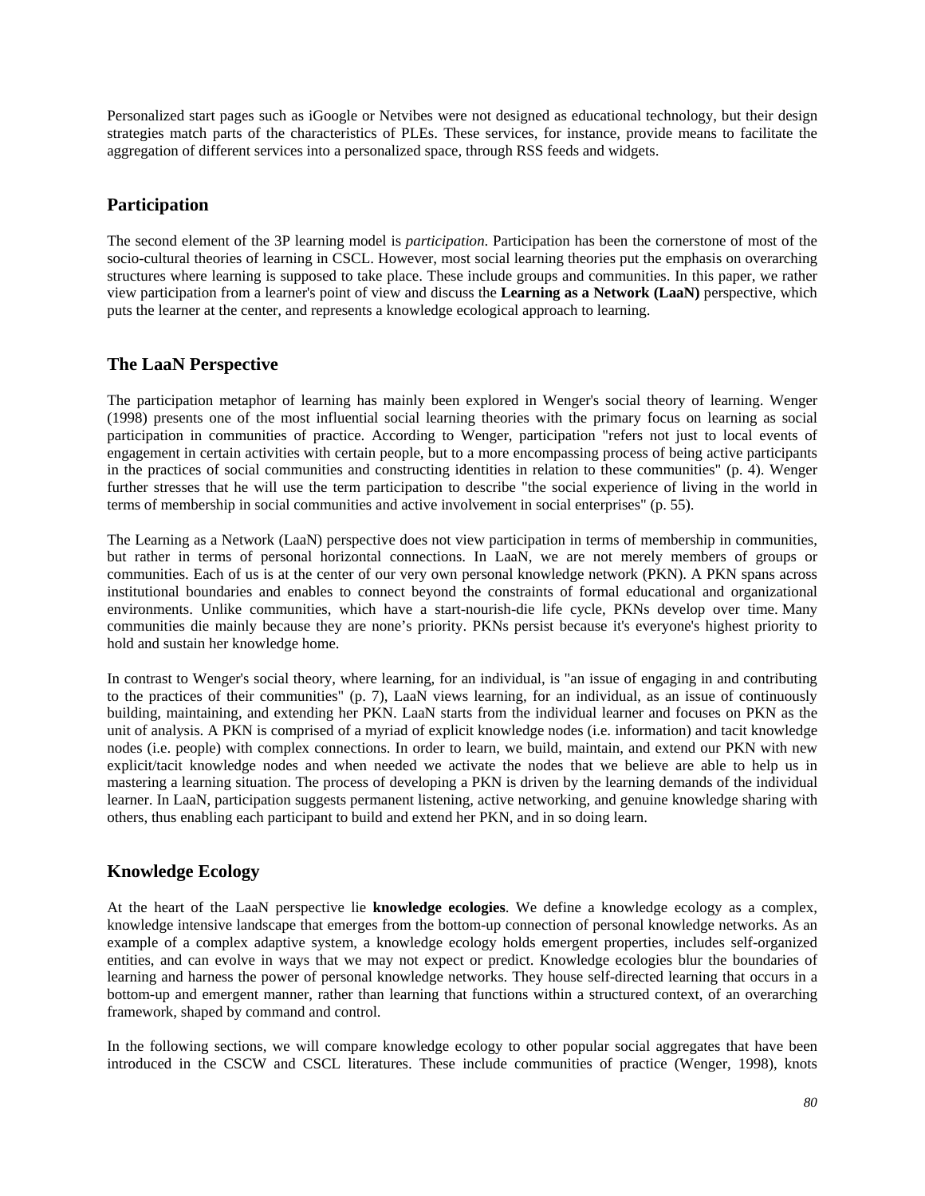Personalized start pages such as iGoogle or Netvibes were not designed as educational technology, but their design strategies match parts of the characteristics of PLEs. These services, for instance, provide means to facilitate the aggregation of different services into a personalized space, through RSS feeds and widgets.

## Participation

The second element of the 3P learning model is *participation*. Participation has been the cornerstone of most of the socio-cultural theories of learning in CSCL. However, most social learning theories put the emphasis on overarching structures where learning is supposed to take place. These include groups and communities. In this paper, we rather view participation from a learner's point of view and discuss the **Learning as a Network (LaaN)** perspective, which puts the learner at the center, and represents a knowledge ecological approach to learning.

## The LaaN Perspective

The participation metaphor of learning has mainly been explored in Wenger's social theory of learning. Wenger (1998) presents one of the most influential social learning theories with the primary focus on learning as social participation in communities of practice. According to Wenger, participation "refers not just to local events of engagement in certain activities with certain people, but to a more encompassing process of being active participants in the practices of social communities and constructing identities in relation to these communities" (p. 4). Wenger further stresses that he will use the term participation to describe "the social experience of living in the world in terms of membership in social communities and active involvement in social enterprises" (p. 55).

The Learning as a Network (LaaN) perspective does not view participation in terms of membership in communities, but rather in terms of personal horizontal connections. In LaaN, we are not merely members of groups or communities. Each of us is at the center of our very own personal knowledge network (PKN). A PKN spans across institutional boundaries and enables to connect beyond the constraints of formal educational and organizational environments. Unlike communities, which have a start-nourish-die life cycle, PKNs develop over time. Many communities die mainly because they are none's priority. PKNs persist because it's everyone's highest priority to hold and sustain her knowledge home.

In contrast to Wenger's social theory, where learning, for an individual, is "an issue of engaging in and contributing to the practices of their communities" (p. 7), LaaN views learning, for an individual, as an issue of continuously building, maintaining, and extending her PKN. LaaN starts from the individual learner and focuses on PKN as the unit of analysis. A PKN is comprised of a myriad of explicit knowledge nodes (i.e. information) and tacit knowledge nodes (i.e. people) with complex connections. In order to learn, we build, maintain, and extend our PKN with new explicit/tacit knowledge nodes and when needed we activate the nodes that we believe are able to help us in mastering a learning situation. The process of developing a PKN is driven by the learning demands of the individual learner. In LaaN, participation suggests permanent listening, active networking, and genuine knowledge sharing with others, thus enabling each participant to build and extend her PKN, and in so doing learn.

## Knowledge Ecology

At the heart of the LaaN perspective lie **knowledge ecologies**. We define a knowledge ecology as a complex, knowledge intensive landscape that emerges from the bottom-up connection of personal knowledge networks. As an example of a complex adaptive system, a knowledge ecology holds emergent properties, includes self-organized entities, and can evolve in ways that we may not expect or predict. Knowledge ecologies blur the boundaries of learning and harness the power of personal knowledge networks. They house self-directed learning that occurs in a bottom-up and emergent manner, rather than learning that functions within a structured context, of an overarching framework, shaped by command and control.

In the following sections, we will compare knowledge ecology to other popular social aggregates that have been introduced in the CSCW and CSCL literatures. These include communities of practice (Wenger, 1998), knots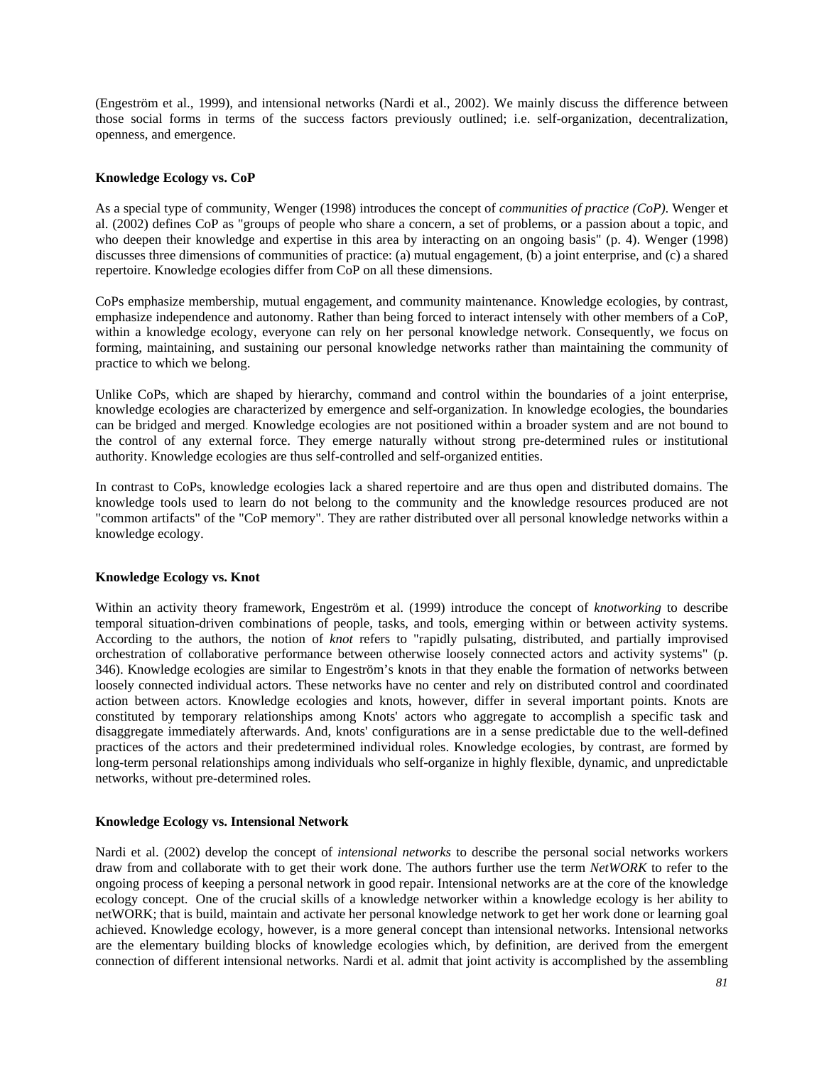(Engeström et al., 1999), and intensional networks (Nardi et al., 2002). We mainly discuss the difference between those social forms in terms of the success factors previously outlined; i.e. self-organization, decentralization, openness, and emergence.

### Knowledge Ecology vs. CoP

As a special type of community, Wenger (1998) introduces the concept of *communities of practice (CoP)*. Wenger et al. (2002) defines CoP as "groups of people who share a concern, a set of problems, or a passion about a topic, and who deepen their knowledge and expertise in this area by interacting on an ongoing basis" (p. 4). Wenger (1998) discusses three dimensions of communities of practice: (a) mutual engagement, (b) a joint enterprise, and (c) a shared repertoire. Knowledge ecologies differ from CoP on all these dimensions.

CoPs emphasize membership, mutual engagement, and community maintenance. Knowledge ecologies, by contrast, emphasize independence and autonomy. Rather than being forced to interact intensely with other members of a CoP, within a knowledge ecology, everyone can rely on her personal knowledge network. Consequently, we focus on forming, maintaining, and sustaining our personal knowledge networks rather than maintaining the community of practice to which we belong.

Unlike CoPs, which are shaped by hierarchy, command and control within the boundaries of a joint enterprise, knowledge ecologies are characterized by emergence and self-organization. In knowledge ecologies, the boundaries can be bridged and merged. Knowledge ecologies are not positioned within a broader system and are not bound to the control of any external force. They emerge naturally without strong pre-determined rules or institutional authority. Knowledge ecologies are thus self-controlled and self-organized entities.

In contrast to CoPs, knowledge ecologies lack a shared repertoire and are thus open and distributed domains. The knowledge tools used to learn do not belong to the community and the knowledge resources produced are not "common artifacts" of the "CoP memory". They are rather distributed over all personal knowledge networks within a knowledge ecology.

### Knowledge Ecology vs. Knot

Within an activity theory framework, Engeström et al. (1999) introduce the concept of *knotworking* to describe temporal situation-driven combinations of people, tasks, and tools, emerging within or between activity systems. According to the authors, the notion of *knot* refers to "rapidly pulsating, distributed, and partially improvised orchestration of collaborative performance between otherwise loosely connected actors and activity systems" (p. 346). Knowledge ecologies are similar to Engeström's knots in that they enable the formation of networks between loosely connected individual actors. These networks have no center and rely on distributed control and coordinated action between actors. Knowledge ecologies and knots, however, differ in several important points. Knots are constituted by temporary relationships among Knots' actors who aggregate to accomplish a specific task and disaggregate immediately afterwards. And, knots' configurations are in a sense predictable due to the well-defined practices of the actors and their predetermined individual roles. Knowledge ecologies, by contrast, are formed by long-term personal relationships among individuals who self-organize in highly flexible, dynamic, and unpredictable networks, without pre-determined roles.

### Knowledge Ecology vs. Intensional Network

Nardi et al. (2002) develop the concept of *intensional networks* to describe the personal social networks workers draw from and collaborate with to get their work done. The authors further use the term *NetWORK* to refer to the ongoing process of keeping a personal network in good repair. Intensional networks are at the core of the knowledge ecology concept. One of the crucial skills of a knowledge networker within a knowledge ecology is her ability to netWORK; that is build, maintain and activate her personal knowledge network to get her work done or learning goal achieved. Knowledge ecology, however, is a more general concept than intensional networks. Intensional networks are the elementary building blocks of knowledge ecologies which, by definition, are derived from the emergent connection of different intensional networks. Nardi et al. admit that joint activity is accomplished by the assembling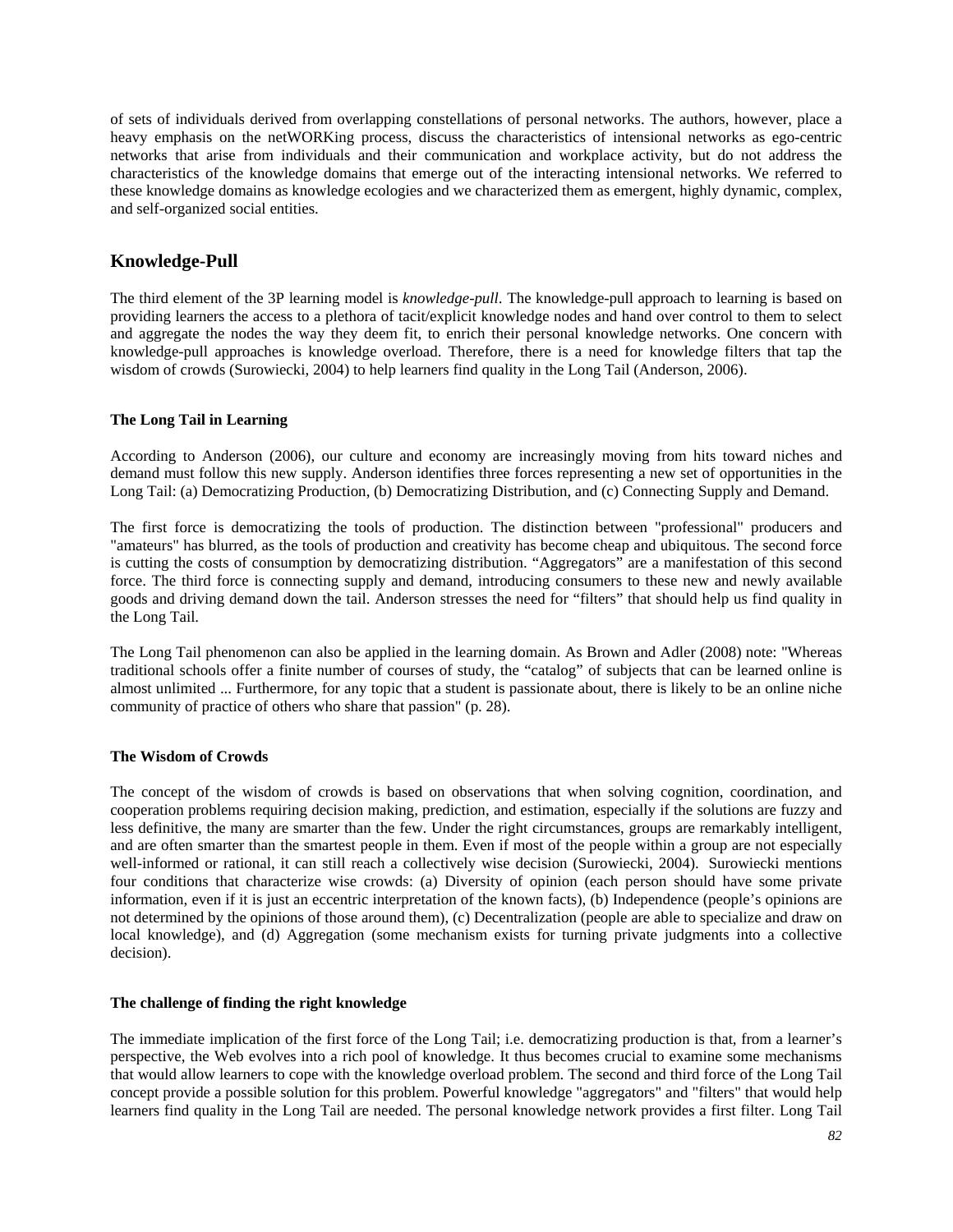of sets of individuals derived from overlapping constellations of personal networks. The authors, however, place a heavy emphasis on the netWORKing process, discuss the characteristics of intensional networks as ego-centric networks that arise from individuals and their communication and workplace activity, but do not address the characteristics of the knowledge domains that emerge out of the interacting intensional networks. We referred to these knowledge domains as knowledge ecologies and we characterized them as emergent, highly dynamic, complex, and self-organized social entities.

## Knowledge-Pull

The third element of the 3P learning model is *knowledge-pull*. The knowledge-pull approach to learning is based on providing learners the access to a plethora of tacit/explicit knowledge nodes and hand over control to them to select and aggregate the nodes the way they deem fit, to enrich their personal knowledge networks. One concern with knowledge-pull approaches is knowledge overload. Therefore, there is a need for knowledge filters that tap the wisdom of crowds (Surowiecki, 2004) to help learners find quality in the Long Tail (Anderson, 2006).

### The Long Tail in Learning

According to Anderson (2006), our culture and economy are increasingly moving from hits toward niches and demand must follow this new supply. Anderson identifies three forces representing a new set of opportunities in the Long Tail: (a) Democratizing Production, (b) Democratizing Distribution, and (c) Connecting Supply and Demand.

The first force is democratizing the tools of production. The distinction between "professional" producers and "amateurs" has blurred, as the tools of production and creativity has become cheap and ubiquitous. The second force is cutting the costs of consumption by democratizing distribution. "Aggregators" are a manifestation of this second force. The third force is connecting supply and demand, introducing consumers to these new and newly available goods and driving demand down the tail. Anderson stresses the need for "filters" that should help us find quality in the Long Tail.

The Long Tail phenomenon can also be applied in the learning domain. As Brown and Adler (2008) note: "Whereas traditional schools offer a finite number of courses of study, the "catalog" of subjects that can be learned online is almost unlimited ... Furthermore, for any topic that a student is passionate about, there is likely to be an online niche community of practice of others who share that passion" (p. 28).

### The Wisdom of Crowds

The concept of the wisdom of crowds is based on observations that when solving cognition, coordination, and cooperation problems requiring decision making, prediction, and estimation, especially if the solutions are fuzzy and less definitive, the many are smarter than the few. Under the right circumstances, groups are remarkably intelligent, and are often smarter than the smartest people in them. Even if most of the people within a group are not especially well-informed or rational, it can still reach a collectively wise decision (Surowiecki, 2004). Surowiecki mentions four conditions that characterize wise crowds: (a) Diversity of opinion (each person should have some private information, even if it is just an eccentric interpretation of the known facts), (b) Independence (people's opinions are not determined by the opinions of those around them), (c) Decentralization (people are able to specialize and draw on local knowledge), and (d) Aggregation (some mechanism exists for turning private judgments into a collective decision).

### The challenge of finding the right knowledge

The immediate implication of the first force of the Long Tail; i.e. democratizing production is that, from a learner's perspective, the Web evolves into a rich pool of knowledge. It thus becomes crucial to examine some mechanisms that would allow learners to cope with the knowledge overload problem. The second and third force of the Long Tail concept provide a possible solution for this problem. Powerful knowledge "aggregators" and "filters" that would help learners find quality in the Long Tail are needed. The personal knowledge network provides a first filter. Long Tail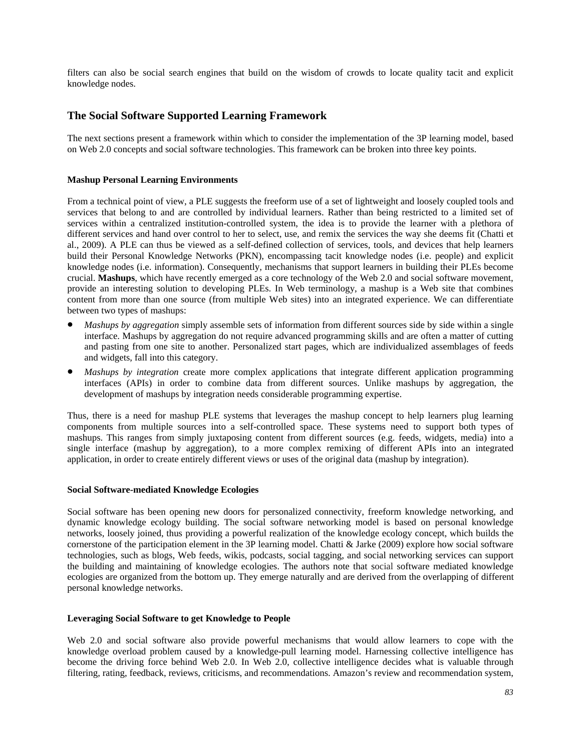filters can also be social search engines that build on the wisdom of crowds to locate quality tacit and explicit knowledge nodes.

## The Social Software Supported Learning Framework

The next sections present a framework within which to consider the implementation of the 3P learning model, based on Web 2.0 concepts and social software technologies. This framework can be broken into three key points.

### Mashup Personal Learning Environments

From a technical point of view, a PLE suggests the freeform use of a set of lightweight and loosely coupled tools and services that belong to and are controlled by individual learners. Rather than being restricted to a limited set of services within a centralized institution-controlled system, the idea is to provide the learner with a plethora of different services and hand over control to her to select, use, and remix the services the way she deems fit (Chatti et al., 2009). A PLE can thus be viewed as a self-defined collection of services, tools, and devices that help learners build their Personal Knowledge Networks (PKN), encompassing tacit knowledge nodes (i.e. people) and explicit knowledge nodes (i.e. information). Consequently, mechanisms that support learners in building their PLEs become crucial. **Mashups**, which have recently emerged as a core technology of the Web 2.0 and social software movement, provide an interesting solution to developing PLEs. In Web terminology, a mashup is a Web site that combines content from more than one source (from multiple Web sites) into an integrated experience. We can differentiate between two types of mashups:

- *Mashups by aggregation* simply assemble sets of information from different sources side by side within a single interface. Mashups by aggregation do not require advanced programming skills and are often a matter of cutting and pasting from one site to another. Personalized start pages, which are individualized assemblages of feeds and widgets, fall into this category.
- *Mashups by integration* create more complex applications that integrate different application programming interfaces (APIs) in order to combine data from different sources. Unlike mashups by aggregation, the development of mashups by integration needs considerable programming expertise.

Thus, there is a need for mashup PLE systems that leverages the mashup concept to help learners plug learning components from multiple sources into a self-controlled space. These systems need to support both types of mashups. This ranges from simply juxtaposing content from different sources (e.g. feeds, widgets, media) into a single interface (mashup by aggregation), to a more complex remixing of different APIs into an integrated application, in order to create entirely different views or uses of the original data (mashup by integration).

### Social Software-mediated Knowledge Ecologies

Social software has been opening new doors for personalized connectivity, freeform knowledge networking, and dynamic knowledge ecology building. The social software networking model is based on personal knowledge networks, loosely joined, thus providing a powerful realization of the knowledge ecology concept, which builds the cornerstone of the participation element in the 3P learning model. Chatti & Jarke (2009) explore how social software technologies, such as blogs, Web feeds, wikis, podcasts, social tagging, and social networking services can support the building and maintaining of knowledge ecologies. The authors note that social software mediated knowledge ecologies are organized from the bottom up. They emerge naturally and are derived from the overlapping of different personal knowledge networks.

### Leveraging Social Software to get Knowledge to People

Web 2.0 and social software also provide powerful mechanisms that would allow learners to cope with the knowledge overload problem caused by a knowledge-pull learning model. Harnessing collective intelligence has become the driving force behind Web 2.0. In Web 2.0, collective intelligence decides what is valuable through filtering, rating, feedback, reviews, criticisms, and recommendations. Amazon's review and recommendation system,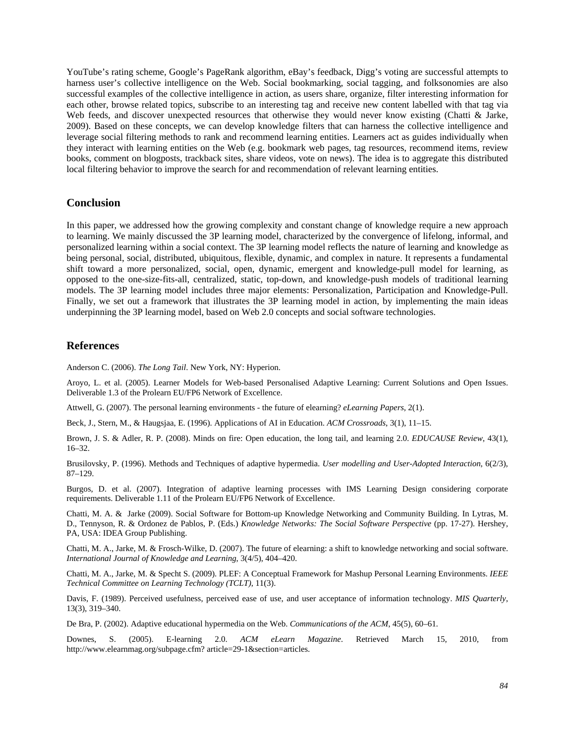YouTube's rating scheme, Google's PageRank algorithm, eBay's feedback, Digg's voting are successful attempts to harness user's collective intelligence on the Web. Social bookmarking, social tagging, and folksonomies are also successful examples of the collective intelligence in action, as users share, organize, filter interesting information for each other, browse related topics, subscribe to an interesting tag and receive new content labelled with that tag via Web feeds, and discover unexpected resources that otherwise they would never know existing (Chatti & Jarke, 2009). Based on these concepts, we can develop knowledge filters that can harness the collective intelligence and leverage social filtering methods to rank and recommend learning entities. Learners act as guides individually when they interact with learning entities on the Web (e.g. bookmark web pages, tag resources, recommend items, review books, comment on blogposts, trackback sites, share videos, vote on news). The idea is to aggregate this distributed local filtering behavior to improve the search for and recommendation of relevant learning entities.

## Conclusion

In this paper, we addressed how the growing complexity and constant change of knowledge require a new approach to learning. We mainly discussed the 3P learning model, characterized by the convergence of lifelong, informal, and personalized learning within a social context. The 3P learning model reflects the nature of learning and knowledge as being personal, social, distributed, ubiquitous, flexible, dynamic, and complex in nature. It represents a fundamental shift toward a more personalized, social, open, dynamic, emergent and knowledge-pull model for learning, as opposed to the one-size-fits-all, centralized, static, top-down, and knowledge-push models of traditional learning models. The 3P learning model includes three major elements: Personalization, Participation and Knowledge-Pull. Finally, we set out a framework that illustrates the 3P learning model in action, by implementing the main ideas underpinning the 3P learning model, based on Web 2.0 concepts and social software technologies.

## References

Anderson C. (2006). *The Long Tail*. New York, NY: Hyperion.

Aroyo, L. et al. (2005). Learner Models for Web-based Personalised Adaptive Learning: Current Solutions and Open Issues. Deliverable 1.3 of the Prolearn EU/FP6 Network of Excellence.

Attwell, G. (2007). The personal learning environments - the future of elearning? *eLearning Papers*, 2(1).

Beck, J., Stern, M., & Haugsjaa, E. (1996). Applications of AI in Education. *ACM Crossroads*, 3(1), 11–15.

Brown, J. S. & Adler, R. P. (2008). Minds on fire: Open education, the long tail, and learning 2.0. *EDUCAUSE Review*, 43(1), 16–32.

Brusilovsky, P. (1996). Methods and Techniques of adaptive hypermedia. *User modelling and User-Adopted Interaction*, 6(2/3), 87–129.

Burgos, D. et al. (2007). Integration of adaptive learning processes with IMS Learning Design considering corporate requirements. Deliverable 1.11 of the Prolearn EU/FP6 Network of Excellence.

Chatti, M. A. & Jarke (2009). Social Software for Bottom-up Knowledge Networking and Community Building. In Lytras, M. D., Tennyson, R. & Ordonez de Pablos, P. (Eds.) *Knowledge Networks: The Social Software Perspective* (pp. 17-27). Hershey, PA, USA: IDEA Group Publishing.

Chatti, M. A., Jarke, M. & Frosch-Wilke, D. (2007). The future of elearning: a shift to knowledge networking and social software. *International Journal of Knowledge and Learning*, 3(4/5), 404–420.

Chatti, M. A., Jarke, M. & Specht S. (2009). PLEF: A Conceptual Framework for Mashup Personal Learning Environments. *IEEE Technical Committee on Learning Technology (TCLT)*, 11(3).

Davis, F. (1989). Perceived usefulness, perceived ease of use, and user acceptance of information technology. *MIS Quarterly*, 13(3), 319–340.

De Bra, P. (2002). Adaptive educational hypermedia on the Web. *Communications of the ACM*, 45(5), 60–61.

Downes, S. (2005). E-learning 2.0. *ACM eLearn Magazine*. Retrieved March 15, 2010, from http://www.elearnmag.org/subpage.cfm? article=29-1&section=articles.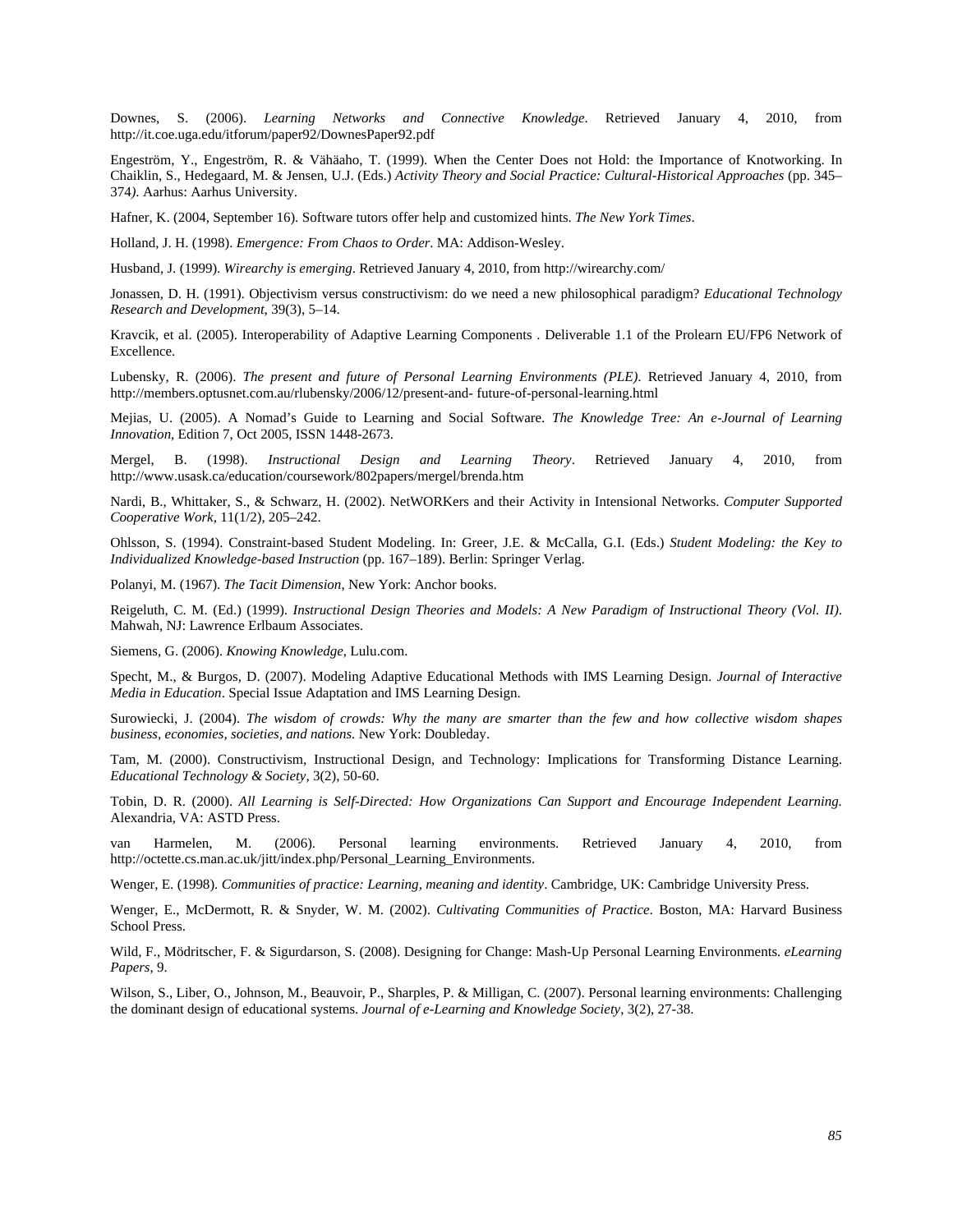Downes, S. (2006). *Learning Networks and Connective Knowledge*. Retrieved January 4, 2010, from http://it.coe.uga.edu/itforum/paper92/DownesPaper92.pdf

Engeström, Y., Engeström, R. & Vähäaho, T. (1999). When the Center Does not Hold: the Importance of Knotworking. In Chaiklin, S., Hedegaard, M. & Jensen, U.J. (Eds.) *Activity Theory and Social Practice: Cultural-Historical Approaches* (pp. 345–374*)*. Aarhus: Aarhus University.

Hafner, K. (2004, September 16). Software tutors offer help and customized hints. *The New York Times*.

Holland, J. H. (1998). *Emergence: From Chaos to Order*. MA: Addison-Wesley.

Husband, J. (1999). *Wirearchy is emerging*. Retrieved January 4, 2010, from http://wirearchy.com/

Jonassen, D. H. (1991). Objectivism versus constructivism: do we need a new philosophical paradigm? *Educational Technology Research and Development,* 39(3), 5–14.

Kravcik, et al. (2005). Interoperability of Adaptive Learning Components . Deliverable 1.1 of the Prolearn EU/FP6 Network of Excellence.

Lubensky, R. (2006). *The present and future of Personal Learning Environments (PLE)*. Retrieved January 4, 2010, from http://members.optusnet.com.au/rlubensky/2006/12/present-and- future-of-personal-learning.html

Mejias, U. (2005). A Nomad's Guide to Learning and Social Software. *The Knowledge Tree: An e-Journal of Learning Innovation*, Edition 7, Oct 2005, ISSN 1448-2673.

Mergel, B. (1998). *Instructional Design and Learning Theory*. Retrieved January 4, 2010, from http://www.usask.ca/education/coursework/802papers/mergel/brenda.htm

Nardi, B., Whittaker, S., & Schwarz, H. (2002). NetWORKers and their Activity in Intensional Networks. *Computer Supported Cooperative Work*, 11(1/2), 205–242.

Ohlsson, S. (1994). Constraint-based Student Modeling. In: Greer, J.E. & McCalla, G.I. (Eds.) *Student Modeling: the Key to Individualized Knowledge-based Instruction* (pp. 167–189). Berlin: Springer Verlag.

Polanyi, M. (1967). *The Tacit Dimension*, New York: Anchor books.

Reigeluth, C. M. (Ed.) (1999). *Instructional Design Theories and Models: A New Paradigm of Instructional Theory (Vol. II)*. Mahwah, NJ: Lawrence Erlbaum Associates.

Siemens, G. (2006). *Knowing Knowledge*, Lulu.com.

Specht, M., & Burgos, D. (2007). Modeling Adaptive Educational Methods with IMS Learning Design. *Journal of Interactive Media in Education*. Special Issue Adaptation and IMS Learning Design.

Surowiecki, J. (2004). *The wisdom of crowds: Why the many are smarter than the few and how collective wisdom shapes business, economies, societies, and nations.* New York: Doubleday.

Tam, M. (2000). Constructivism, Instructional Design, and Technology: Implications for Transforming Distance Learning. *Educational Technology & Society*, 3(2), 50-60.

Tobin, D. R. (2000). *All Learning is Self-Directed: How Organizations Can Support and Encourage Independent Learning.* Alexandria, VA: ASTD Press.

van Harmelen, M. (2006). Personal learning environments. Retrieved January 4, 2010, from http://octette.cs.man.ac.uk/jitt/index.php/Personal_Learning_Environments.

Wenger, E. (1998). *Communities of practice: Learning, meaning and identity*. Cambridge, UK: Cambridge University Press.

Wenger, E., McDermott, R. & Snyder, W. M. (2002). *Cultivating Communities of Practice*. Boston, MA: Harvard Business School Press.

Wild, F., Mödritscher, F. & Sigurdarson, S. (2008). Designing for Change: Mash-Up Personal Learning Environments. *eLearning Papers*, 9.

Wilson, S., Liber, O., Johnson, M., Beauvoir, P., Sharples, P. & Milligan, C. (2007). Personal learning environments: Challenging the dominant design of educational systems. *Journal of e-Learning and Knowledge Society*, 3(2), 27-38.